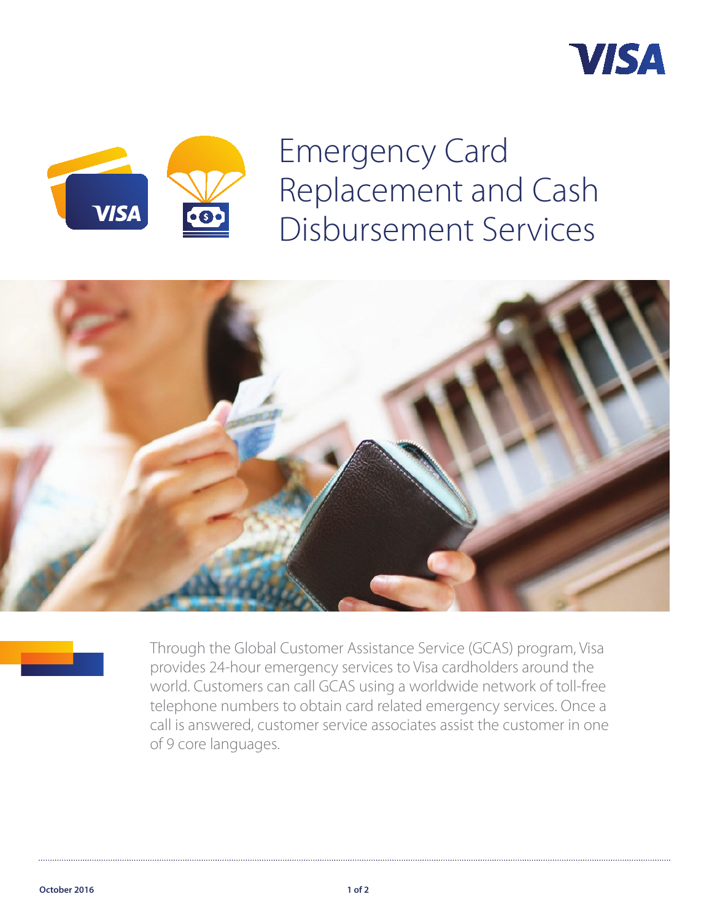# Emergency Card Replacement and Cash Disbursement Services

Through the Global Customer Assistance Service (GCAS) program, Visa provides 24-hour emergency services to Visa cardholders around the world. Customers can call GCAS using a worldwide network of toll-free telephone numbers to obtain card related emergency services. Once a call is answered, customer service associates assist the customer in one of 9 core languages.

October 2016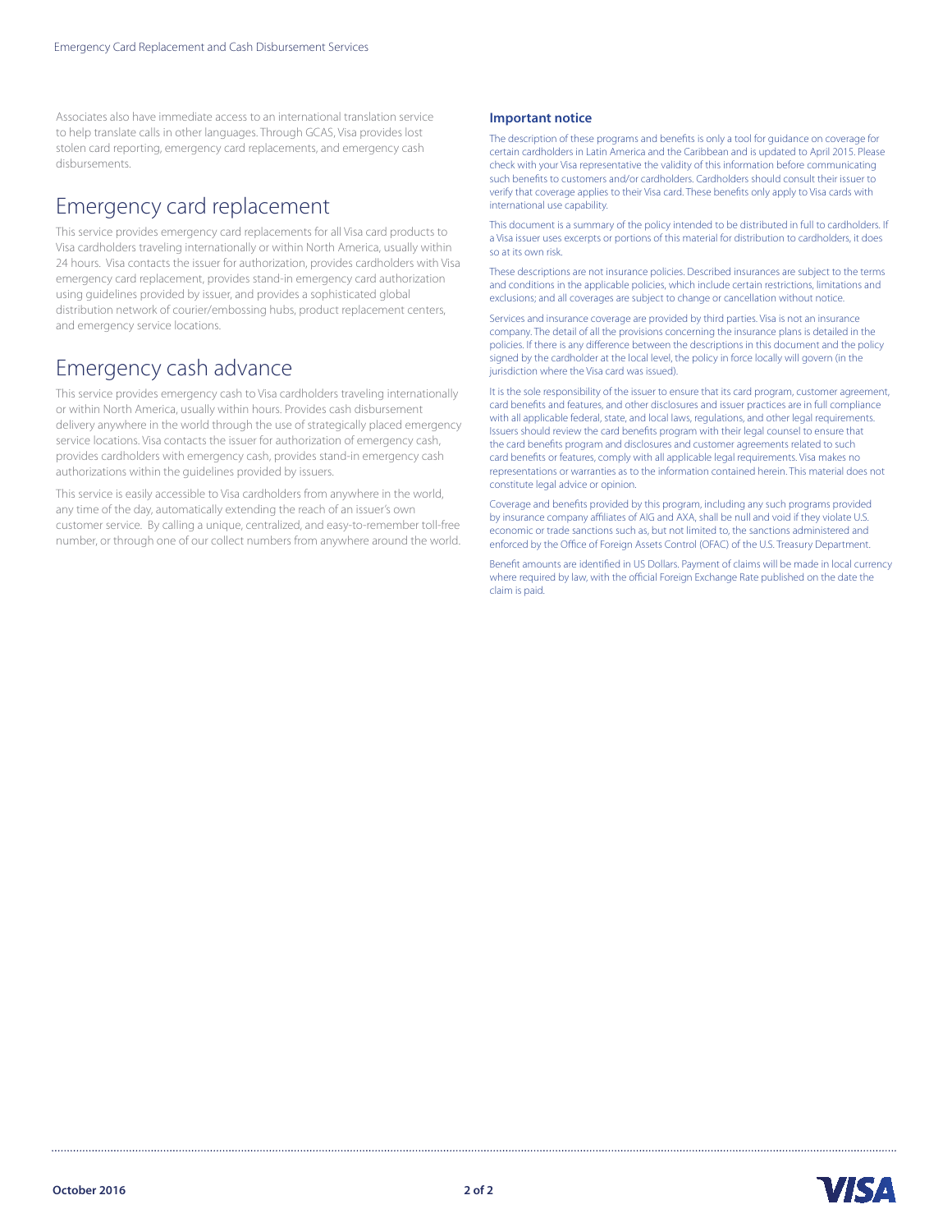Associates also have immediate access to an international translation service to help translate calls in other languages. Through GCAS, Visa provides lost stolen card reporting, emergency card replacements, and emergency cash disbursements.

## Emergency card replacement

This service provides emergency card replacements for all Visa card products to Visa cardholders traveling internationally or within North America, usually within 24 hours. Visa contacts the issuer for authorization, provides cardholders with Visa emergency card replacement, provides stand-in emergency card authorization using guidelines provided by issuer, and provides a sophisticated global distribution network of courier/embossing hubs, product replacement centers, and emergency service locations.

## Emergency cash advance

This service provides emergency cash to Visa cardholders traveling internationally or within North America, usually within hours. Provides cash disbursement delivery anywhere in the world through the use of strategically placed emergency service locations. Visa contacts the issuer for authorization of emergency cash, provides cardholders with emergency cash, provides stand-in emergency cash authorizations within the guidelines provided by issuers.

This service is easily accessible to Visa cardholders from anywhere in the world, any time of the day, automatically extending the reach of an issuer's own customer service. By calling a unique, centralized, and easy-to-remember toll-free number, or through one of our collect numbers from anywhere around the world.

### Important notice

The description of these programs and benefits is only a tool for guidance on coverage for certain cardholders in Latin America and the Caribbean and is updated to April 2015. Please check with your Visa representative the validity of this information before communicating such benefits to customers and/or cardholders. Cardholders should consult their issuer to verify that coverage applies to their Visa card. These benefits only apply to Visa cards with international use capability.

This document is a summary of the policy intended to be distributed in full to cardholders. If a Visa issuer uses excerpts or portions of this material for distribution to cardholders, it does so at its own risk.

These descriptions are not insurance policies. Described insurances are subject to the terms and conditions in the applicable policies, which include certain restrictions, limitations and exclusions; and all coverages are subject to change or cancellation without notice.

Services and insurance coverage are provided by third parties. Visa is not an insurance company. The detail of all the provisions concerning the insurance plans is detailed in the policies. If there is any difference between the descriptions in this document and the policy signed by the cardholder at the local level, the policy in force locally will govern (in the jurisdiction where the Visa card was issued).

It is the sole responsibility of the issuer to ensure that its card program, customer agreement, card benefits and features, and other disclosures and issuer practices are in full compliance with all applicable federal, state, and local laws, regulations, and other legal requirements. Issuers should review the card benefits program with their legal counsel to ensure that the card benefits program and disclosures and customer agreements related to such card benefits or features, comply with all applicable legal requirements. Visa makes no representations or warranties as to the information contained herein. This material does not constitute legal advice or opinion.

Coverage and benefits provided by this program, including any such programs provided by insurance company affiliates of AIG and AXA, shall be null and void if they violate U.S. economic or trade sanctions such as, but not limited to, the sanctions administered and enforced by the Office of Foreign Assets Control (OFAC) of the U.S. Treasury Department.

Benefit amounts are identified in US Dollars. Payment of claims will be made in local currency where required by law, with the official Foreign Exchange Rate published on the date the claim is paid.